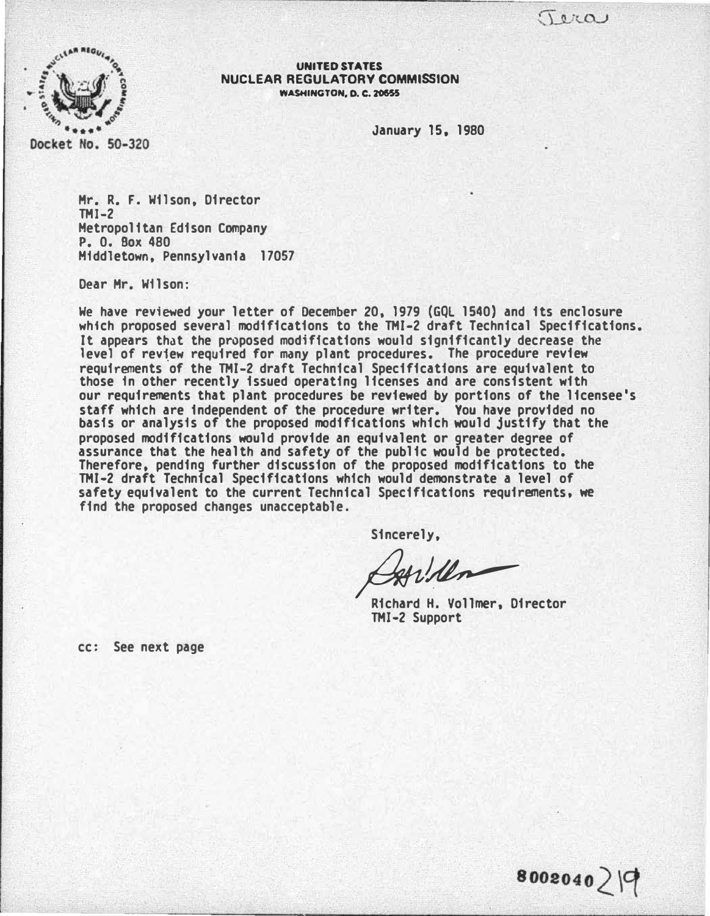Jerau

**UNITED STATES**
**NUCLEAR REGULATORY COMMISSION**
**WASHINGTON, D. C. 20555**

January 15, 1980

Docket No. 50-320

Mr. R. F. Wilson, Director
TMI-2
Metropolitan Edison Company
P. O. Box 480
Middletown, Pennsylvania 17057

Dear Mr. Wilson:

We have reviewed your letter of December 20, 1979 (GQL 1540) and its enclosure which proposed several modifications to the TMI-2 draft Technical Specifications. It appears that the proposed modifications would significantly decrease the level of review required for many plant procedures. The procedure review requirements of the TMI-2 draft Technical Specifications are equivalent to those in other recently issued operating licenses and are consistent with our requirements that plant procedures be reviewed by portions of the licensee's staff which are independent of the procedure writer. You have provided no basis or analysis of the proposed modifications which would justify that the proposed modifications would provide an equivalent or greater degree of assurance that the health and safety of the public would be protected. Therefore, pending further discussion of the proposed modifications to the TMI-2 draft Technical Specifications which would demonstrate a level of safety equivalent to the current Technical Specifications requirements, we find the proposed changes unacceptable.

Sincerely,

Richard H. Vollmer, Director
TMI-2 Support

cc: See next page

8002040219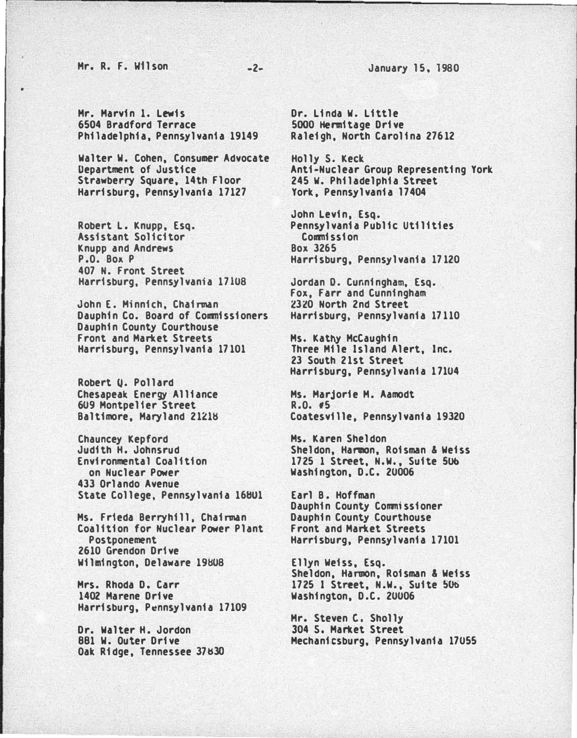Mr. Marvin I. Lewis
6504 Bradford Terrace
Philadelphia, Pennsylvania 19149

Walter W. Cohen, Consumer Advocate
Department of Justice
Strawberry Square, 14th Floor
Harrisburg, Pennsylvania 17127

Robert L. Knupp, Esq.
Assistant Solicitor
Knupp and Andrews
P.O. Box P
407 N. Front Street
Harrisburg, Pennsylvania 17108

John E. Minnich, Chairman
Dauphin Co. Board of Commissioners
Dauphin County Courthouse
Front and Market Streets
Harrisburg, Pennsylvania 17101

Robert Q. Pollard
Chesapeak Energy Alliance
609 Montpelier Street
Baltimore, Maryland 21218

Chauncey Kepford
Judith H. Johnsrud
Environmental Coalition
on Nuclear Power
433 Orlando Avenue
State College, Pennsylvania 16801

Ms. Frieda Berryhill, Chairman
Coalition for Nuclear Power Plant
Postponement
2610 Grendon Drive
Wilmington, Delaware 19808

Mrs. Rhoda D. Carr
1402 Marene Drive
Harrisburg, Pennsylvania 17109

Dr. Walter H. Jordon
881 W. Outer Drive
Oak Ridge, Tennessee 37830

Dr. Linda W. Little
5000 Hermitage Drive
Raleigh, North Carolina 27612

Holly S. Keck
Anti-Nuclear Group Representing York
245 W. Philadelphia Street
York, Pennsylvania 17404

John Levin, Esq.
Pennsylvania Public Utilities
Commission
Box 3265
Harrisburg, Pennsylvania 17120

Jordan D. Cunningham, Esq.
Fox, Farr and Cunningham
2320 North 2nd Street
Harrisburg, Pennsylvania 17110

Ms. Kathy McCaughin
Three Mile Island Alert, Inc.
23 South 21st Street
Harrisburg, Pennsylvania 17104

Ms. Marjorie M. Aamodt
R.D. #5
Coatesville, Pennsylvania 19320

Ms. Karen Sheldon
Sheldon, Harmon, Roisman & Weiss
1725 I Street, N.W., Suite 506
Washington, D.C. 20006

Earl B. Hoffman
Dauphin County Commissioner
Dauphin County Courthouse
Front and Market Streets
Harrisburg, Pennsylvania 17101

Ellyn Weiss, Esq.
Sheldon, Harmon, Roisman & Weiss
1725 I Street, N.W., Suite 506
Washington, D.C. 20006

Mr. Steven C. Sholly
304 S. Market Street
Mechanicsburg, Pennsylvania 17055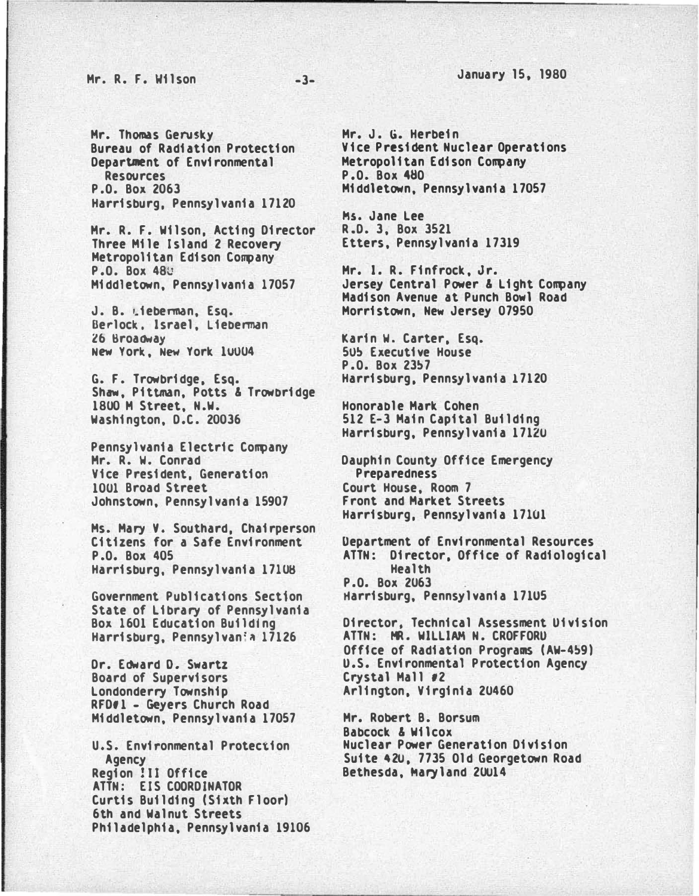Mr. Thomas Gerusky
Bureau of Radiation Protection
Department of Environmental
Resources
P.O. Box 2063
Harrisburg, Pennsylvania 17120

Mr. R. F. Wilson, Acting Director
Three Mile Island 2 Recovery
Metropolitan Edison Company
P.O. Box 480
Middletown, Pennsylvania 17057

J. B. Lieberman, Esq.
Berlock, Israel, Lieberman
26 Broadway
New York, New York 10004

G. F. Trowbridge, Esq.
Shaw, Pittman, Potts & Trowbridge
1800 M Street, N.W.
Washington, D.C. 20036

Pennsylvania Electric Company
Mr. R. W. Conrad
Vice President, Generation
1001 Broad Street
Johnstown, Pennsylvania 15907

Ms. Mary V. Southard, Chairperson
Citizens for a Safe Environment
P.O. Box 405
Harrisburg, Pennsylvania 17108

Government Publications Section
State of Library of Pennsylvania
Box 1601 Education Building
Harrisburg, Pennsylvania 17126

Dr. Edward O. Swartz
Board of Supervisors
Londonderry Township
RFD#1 - Geyers Church Road
Middletown, Pennsylvania 17057

U.S. Environmental Protection
Agency
Region III Office
ATTN: EIS COORDINATOR
Curtis Building (Sixth Floor)
6th and Walnut Streets
Philadelphia, Pennsylvania 19106

Mr. J. G. Herbein
Vice President Nuclear Operations
Metropolitan Edison Company
P.O. Box 480
Middletown, Pennsylvania 17057

Ms. Jane Lee
R.D. 3, Box 3521
Etters, Pennsylvania 17319

Mr. I. R. Finfrock, Jr.
Jersey Central Power & Light Company
Madison Avenue at Punch Bowl Road
Morristown, New Jersey 07950

Karin W. Carter, Esq.
505 Executive House
P.O. Box 2357
Harrisburg, Pennsylvania 17120

Honorable Mark Cohen
512 E-3 Main Capital Building
Harrisburg, Pennsylvania 17120

Dauphin County Office Emergency
Preparedness
Court House, Room 7
Front and Market Streets
Harrisburg, Pennsylvania 17101

Department of Environmental Resources
ATTN: Director, Office of Radiological
Health
P.O. Box 2063
Harrisburg, Pennsylvania 17105

Director, Technical Assessment Division
ATTN: MR. WILLIAM N. CROFFORD
Office of Radiation Programs (AW-459)
U.S. Environmental Protection Agency
Crystal Mall #2
Arlington, Virginia 20460

Mr. Robert B. Borsum
Babcock & Wilcox
Nuclear Power Generation Division
Suite 420, 7735 Old Georgetown Road
Bethesda, Maryland 20014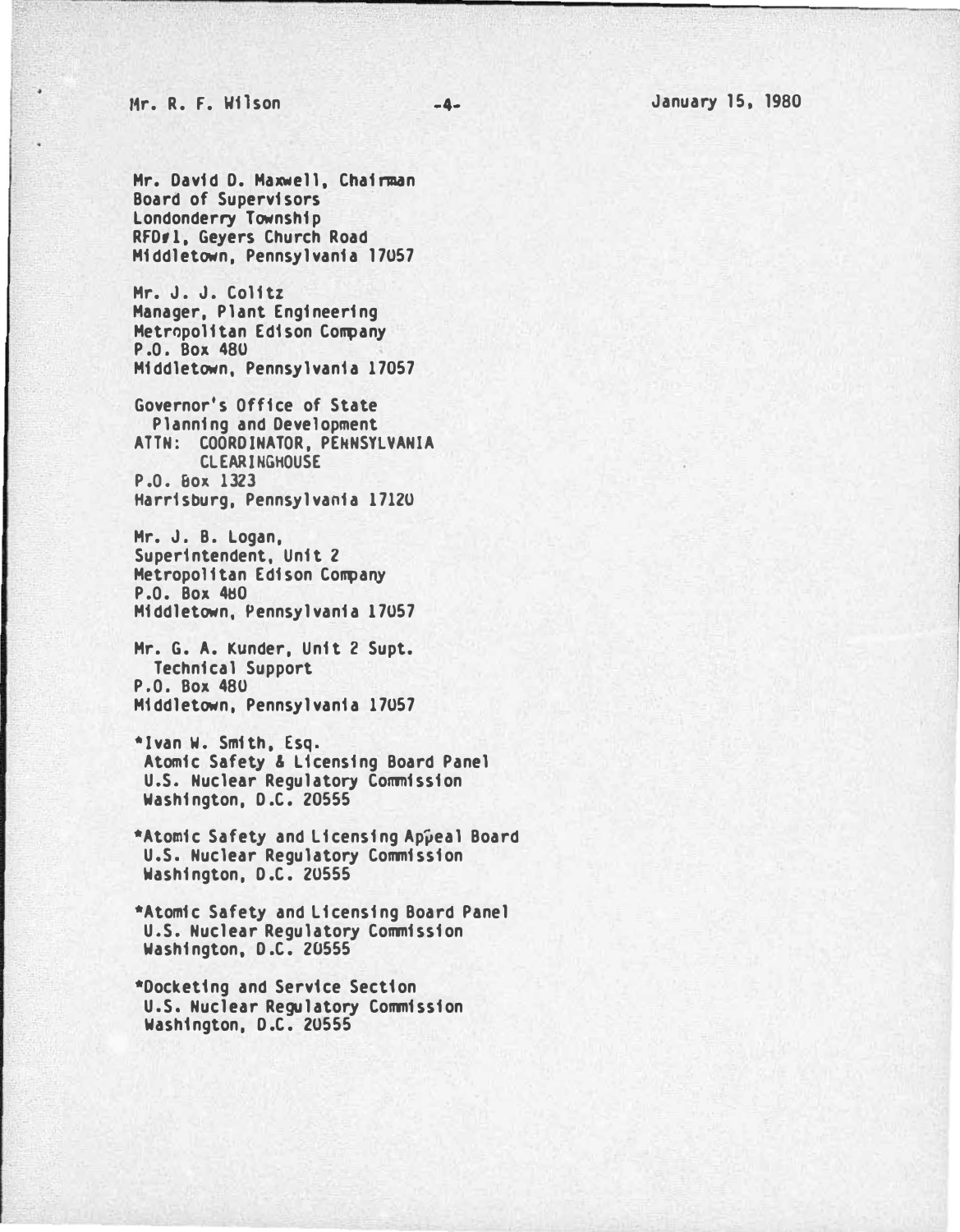Mr. David D. Maxwell, Chairman
Board of Supervisors
Londonderry Township
RFD#1, Geyers Church Road
Middletown, Pennsylvania 17057

Mr. J. J. Colitz
Manager, Plant Engineering
Metropolitan Edison Company
P.O. Box 480
Middletown, Pennsylvania 17057

Governor's Office of State
Planning and Development
ATTN: COORDINATOR, PENNSYLVANIA
CLEARINGHOUSE
P.O. Box 1323
Harrisburg, Pennsylvania 17120

Mr. J. B. Logan,
Superintendent, Unit 2
Metropolitan Edison Company
P.O. Box 480
Middletown, Pennsylvania 17057

Mr. G. A. Kunder, Unit 2 Supt.
Technical Support
P.O. Box 480
Middletown, Pennsylvania 17057

*Ivan W. Smith, Esq.
Atomic Safety & Licensing Board Panel
U.S. Nuclear Regulatory Commission
Washington, D.C. 20555

*Atomic Safety and Licensing Appeal Board
U.S. Nuclear Regulatory Commission
Washington, D.C. 20555

*Atomic Safety and Licensing Board Panel
U.S. Nuclear Regulatory Commission
Washington, D.C. 20555

*Docketing and Service Section
U.S. Nuclear Regulatory Commission
Washington, D.C. 20555